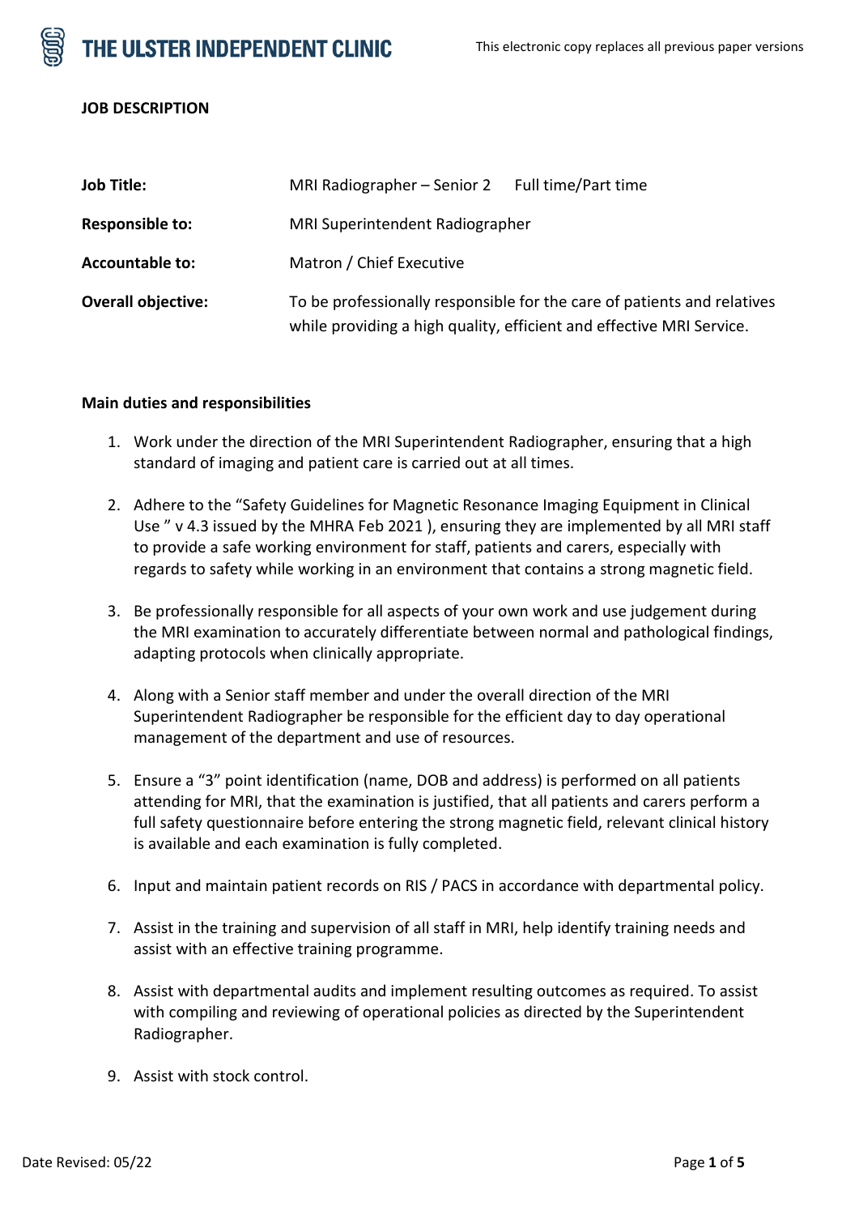**JOB DESCRIPTION**

| | |
|---|---|
| **Job Title:** | MRI Radiographer – Senior 2     Full time/Part time |
| **Responsible to:** | MRI Superintendent Radiographer |
| **Accountable to:** | Matron / Chief Executive |
| **Overall objective:** | To be professionally responsible for the care of patients and relatives while providing a high quality, efficient and effective MRI Service. |

**Main duties and responsibilities**

1. Work under the direction of the MRI Superintendent Radiographer, ensuring that a high standard of imaging and patient care is carried out at all times.

2. Adhere to the "Safety Guidelines for Magnetic Resonance Imaging Equipment in Clinical Use " v 4.3 issued by the MHRA Feb 2021 ), ensuring they are implemented by all MRI staff to provide a safe working environment for staff, patients and carers, especially with regards to safety while working in an environment that contains a strong magnetic field.

3. Be professionally responsible for all aspects of your own work and use judgement during the MRI examination to accurately differentiate between normal and pathological findings, adapting protocols when clinically appropriate.

4. Along with a Senior staff member and under the overall direction of the MRI Superintendent Radiographer be responsible for the efficient day to day operational management of the department and use of resources.

5. Ensure a "3" point identification (name, DOB and address) is performed on all patients attending for MRI, that the examination is justified, that all patients and carers perform a full safety questionnaire before entering the strong magnetic field, relevant clinical history is available and each examination is fully completed.

6. Input and maintain patient records on RIS / PACS in accordance with departmental policy.

7. Assist in the training and supervision of all staff in MRI, help identify training needs and assist with an effective training programme.

8. Assist with departmental audits and implement resulting outcomes as required. To assist with compiling and reviewing of operational policies as directed by the Superintendent Radiographer.

9. Assist with stock control.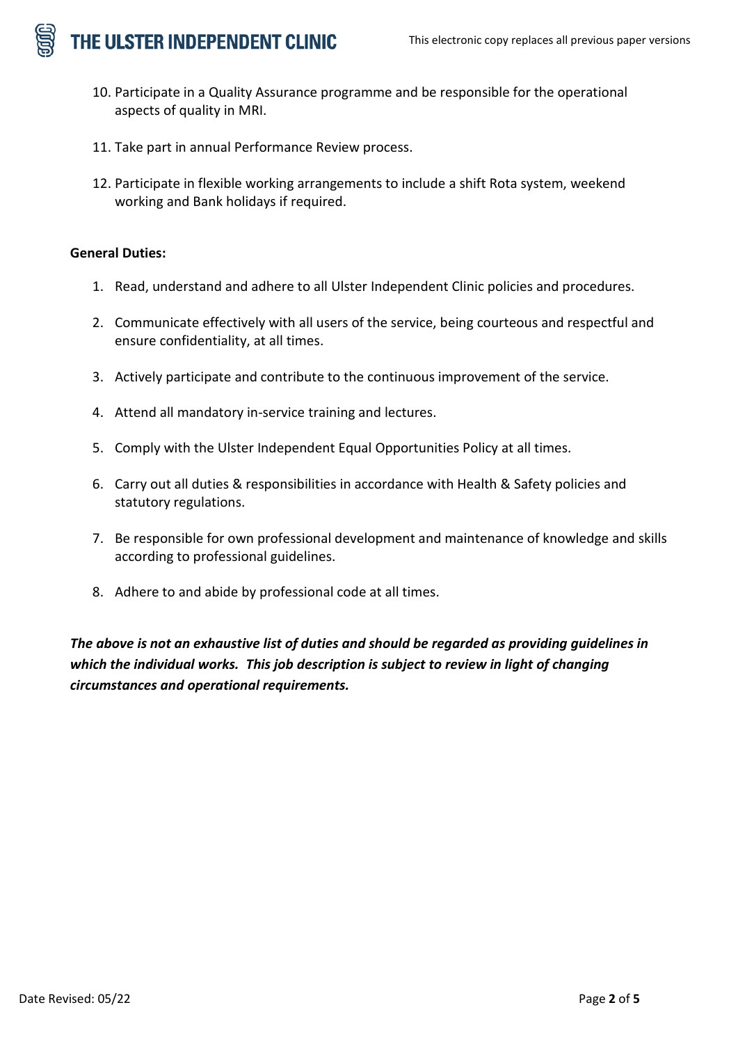10. Participate in a Quality Assurance programme and be responsible for the operational aspects of quality in MRI.

11. Take part in annual Performance Review process.

12. Participate in flexible working arrangements to include a shift Rota system, weekend working and Bank holidays if required.

**General Duties:**

1. Read, understand and adhere to all Ulster Independent Clinic policies and procedures.

2. Communicate effectively with all users of the service, being courteous and respectful and ensure confidentiality, at all times.

3. Actively participate and contribute to the continuous improvement of the service.

4. Attend all mandatory in-service training and lectures.

5. Comply with the Ulster Independent Equal Opportunities Policy at all times.

6. Carry out all duties & responsibilities in accordance with Health & Safety policies and statutory regulations.

7. Be responsible for own professional development and maintenance of knowledge and skills according to professional guidelines.

8. Adhere to and abide by professional code at all times.

***The above is not an exhaustive list of duties and should be regarded as providing guidelines in which the individual works. This job description is subject to review in light of changing circumstances and operational requirements.***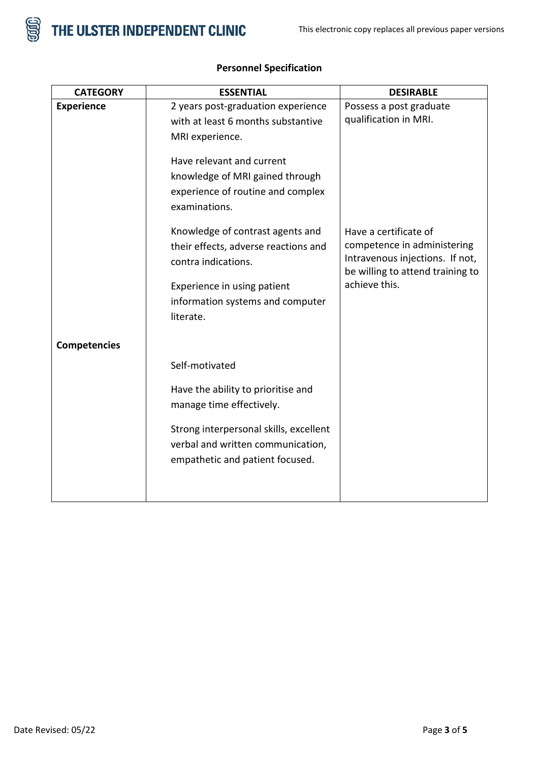**Personnel Specification**

| CATEGORY | ESSENTIAL | DESIRABLE |
|---|---|---|
| **Experience** | 2 years post-graduation experience with at least 6 months substantive MRI experience. | Possess a post graduate qualification in MRI. |
| | Have relevant and current knowledge of MRI gained through experience of routine and complex examinations. | |
| | Knowledge of contrast agents and their effects, adverse reactions and contra indications. | Have a certificate of competence in administering Intravenous injections. If not, be willing to attend training to achieve this. |
| | Experience in using patient information systems and computer literate. | |
| **Competencies** | | |
| | Self-motivated | |
| | Have the ability to prioritise and manage time effectively. | |
| | Strong interpersonal skills, excellent verbal and written communication, empathetic and patient focused. | |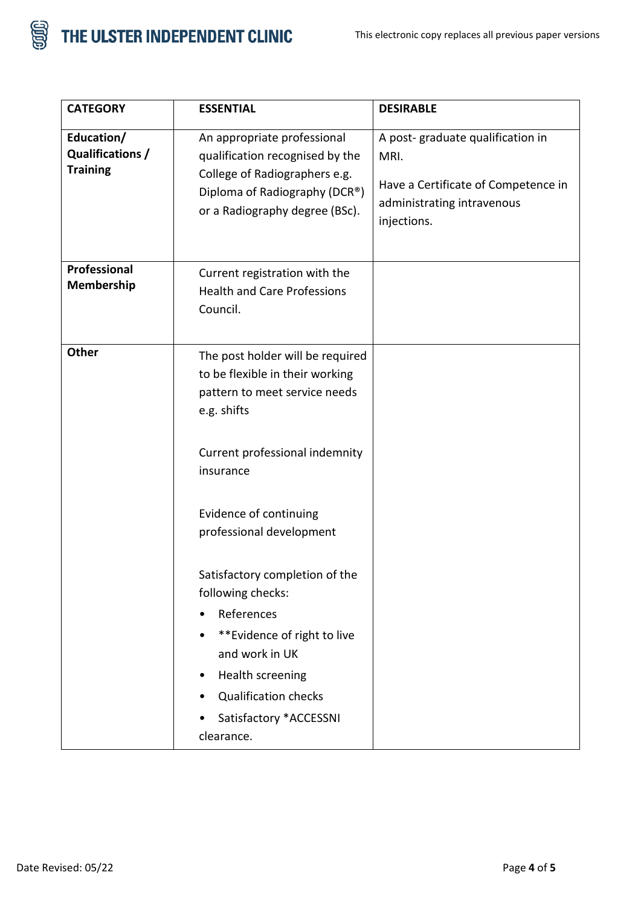| CATEGORY | ESSENTIAL | DESIRABLE |
|---|---|---|
| **Education/ Qualifications / Training** | An appropriate professional qualification recognised by the College of Radiographers e.g. Diploma of Radiography (DCR®) or a Radiography degree (BSc). | A post- graduate qualification in MRI.<br><br>Have a Certificate of Competence in administrating intravenous injections. |
| **Professional Membership** | Current registration with the Health and Care Professions Council. | |
| **Other** | The post holder will be required to be flexible in their working pattern to meet service needs e.g. shifts<br><br>Current professional indemnity insurance<br><br>Evidence of continuing professional development<br><br>Satisfactory completion of the following checks:<br>• References<br>• **Evidence of right to live and work in UK<br>• Health screening<br>• Qualification checks<br>• Satisfactory *ACCESSNI clearance. | |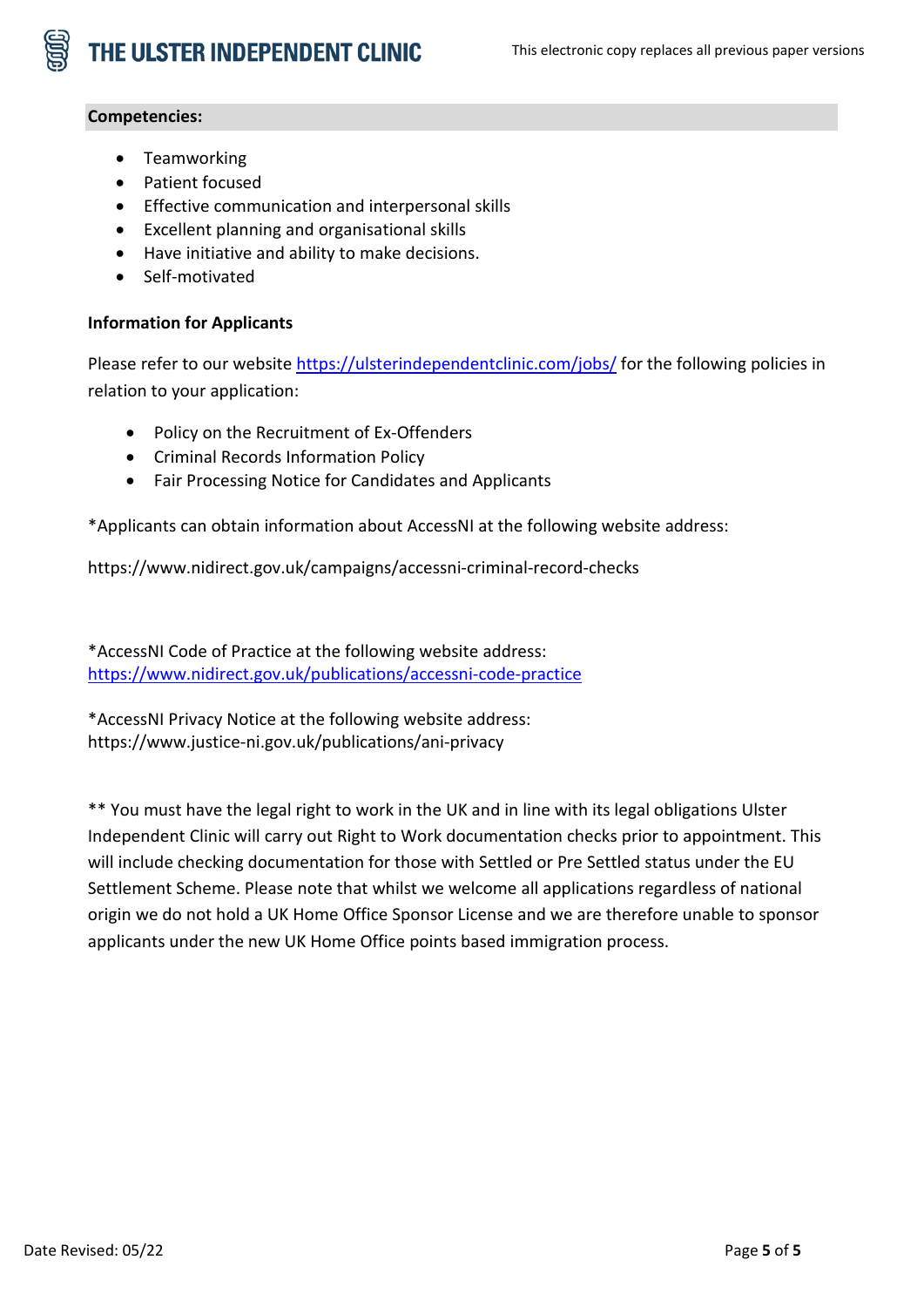**Competencies:**

- Teamworking
- Patient focused
- Effective communication and interpersonal skills
- Excellent planning and organisational skills
- Have initiative and ability to make decisions.
- Self-motivated

**Information for Applicants**

Please refer to our website https://ulsterindependentclinic.com/jobs/ for the following policies in relation to your application:

- Policy on the Recruitment of Ex-Offenders
- Criminal Records Information Policy
- Fair Processing Notice for Candidates and Applicants

*Applicants can obtain information about AccessNI at the following website address:

https://www.nidirect.gov.uk/campaigns/accessni-criminal-record-checks

*AccessNI Code of Practice at the following website address:
https://www.nidirect.gov.uk/publications/accessni-code-practice

*AccessNI Privacy Notice at the following website address:
https://www.justice-ni.gov.uk/publications/ani-privacy

** You must have the legal right to work in the UK and in line with its legal obligations Ulster Independent Clinic will carry out Right to Work documentation checks prior to appointment. This will include checking documentation for those with Settled or Pre Settled status under the EU Settlement Scheme. Please note that whilst we welcome all applications regardless of national origin we do not hold a UK Home Office Sponsor License and we are therefore unable to sponsor applicants under the new UK Home Office points based immigration process.

Date Revised: 05/22